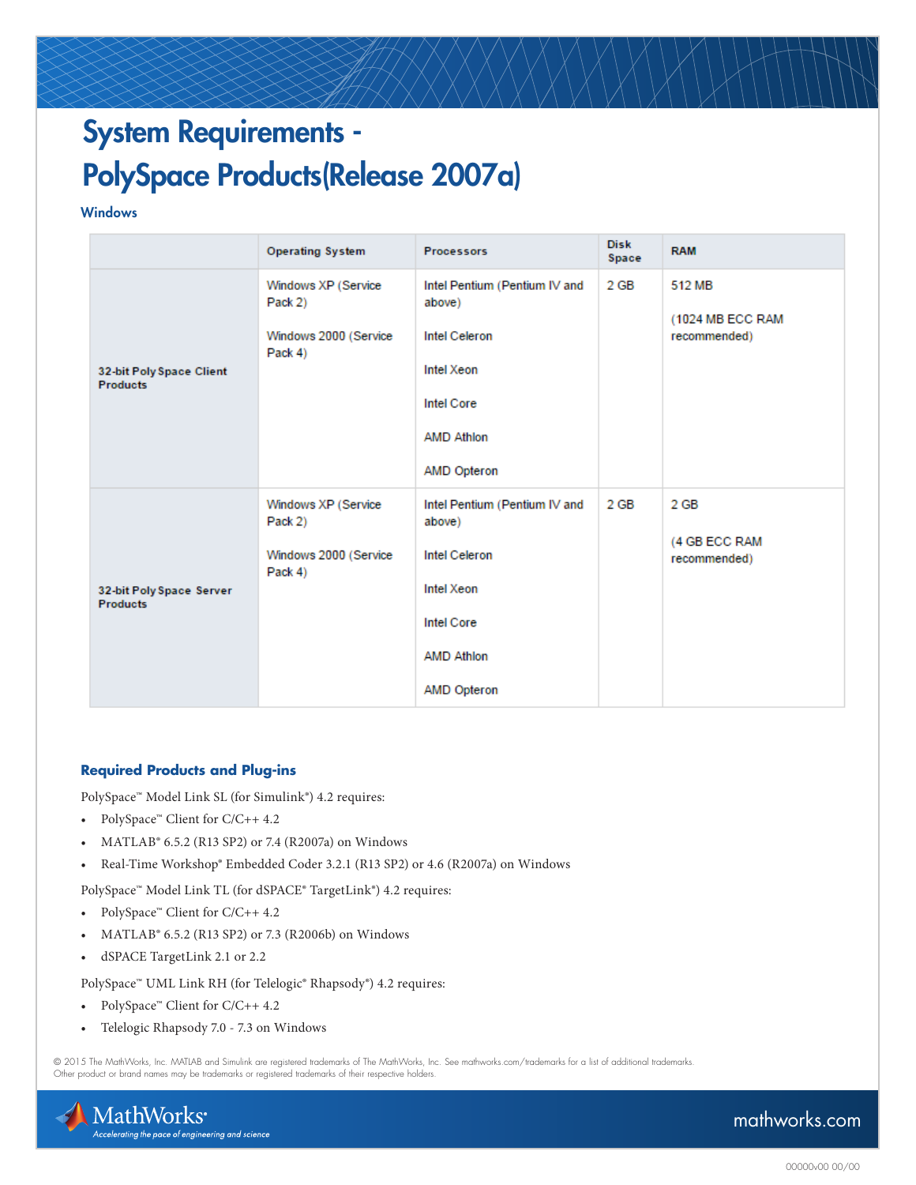# System Requirements - PolySpace Products(Release 2007a)

### Windows

| | Operating System | Processors | Disk Space | RAM |
|---|---|---|---|---|
| **32-bit Poly Space Client Products** | Windows XP (Service Pack 2)<br><br>Windows 2000 (Service Pack 4) | Intel Pentium (Pentium IV and above)<br><br>Intel Celeron<br><br>Intel Xeon<br><br>Intel Core<br><br>AMD Athlon<br><br>AMD Opteron | 2 GB | 512 MB<br><br>(1024 MB ECC RAM recommended) |
| **32-bit Poly Space Server Products** | Windows XP (Service Pack 2)<br><br>Windows 2000 (Service Pack 4) | Intel Pentium (Pentium IV and above)<br><br>Intel Celeron<br><br>Intel Xeon<br><br>Intel Core<br><br>AMD Athlon<br><br>AMD Opteron | 2 GB | 2 GB<br><br>(4 GB ECC RAM recommended) |

### Required Products and Plug-ins

PolySpace™ Model Link SL (for Simulink®) 4.2 requires:

- PolySpace™ Client for C/C++ 4.2
- MATLAB® 6.5.2 (R13 SP2) or 7.4 (R2007a) on Windows
- Real-Time Workshop® Embedded Coder 3.2.1 (R13 SP2) or 4.6 (R2007a) on Windows

PolySpace™ Model Link TL (for dSPACE® TargetLink®) 4.2 requires:

- PolySpace™ Client for C/C++ 4.2
- MATLAB® 6.5.2 (R13 SP2) or 7.3 (R2006b) on Windows
- dSPACE TargetLink 2.1 or 2.2

PolySpace™ UML Link RH (for Telelogic® Rhapsody®) 4.2 requires:

- PolySpace™ Client for C/C++ 4.2
- Telelogic Rhapsody 7.0 - 7.3 on Windows

© 2015 The MathWorks, Inc. MATLAB and Simulink are registered trademarks of The MathWorks, Inc. See mathworks.com/trademarks for a list of additional trademarks. Other product or brand names may be trademarks or registered trademarks of their respective holders.

MathWorks® Accelerating the pace of engineering and science

mathworks.com

00000v00 00/00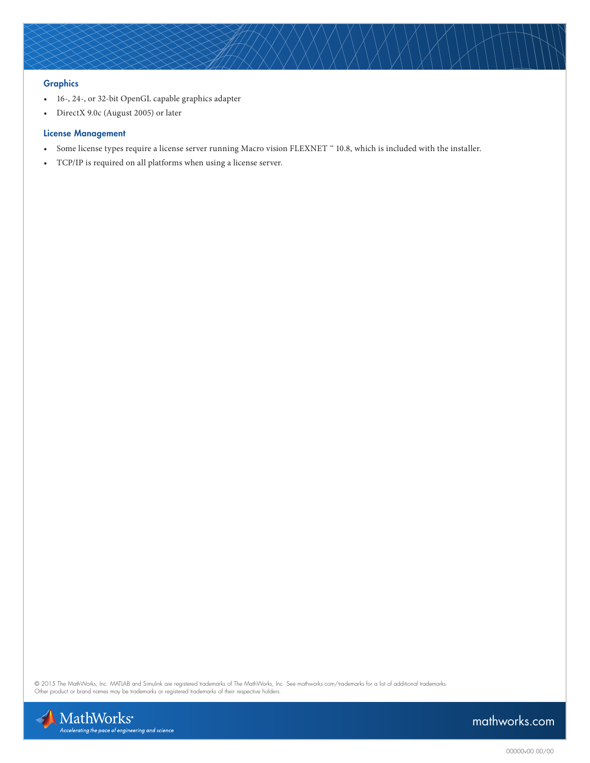### Graphics

- 16-, 24-, or 32-bit OpenGL capable graphics adapter
- DirectX 9.0c (August 2005) or later

### License Management

- Some license types require a license server running Macro vision FLEXNET ™ 10.8, which is included with the installer.
- TCP/IP is required on all platforms when using a license server.

© 2015 The MathWorks, Inc. MATLAB and Simulink are registered trademarks of The MathWorks, Inc. See mathworks.com/trademarks for a list of additional trademarks. Other product or brand names may be trademarks or registered trademarks of their respective holders.

MathWorks®
*Accelerating the pace of engineering and science*

mathworks.com

00000v00 00/00